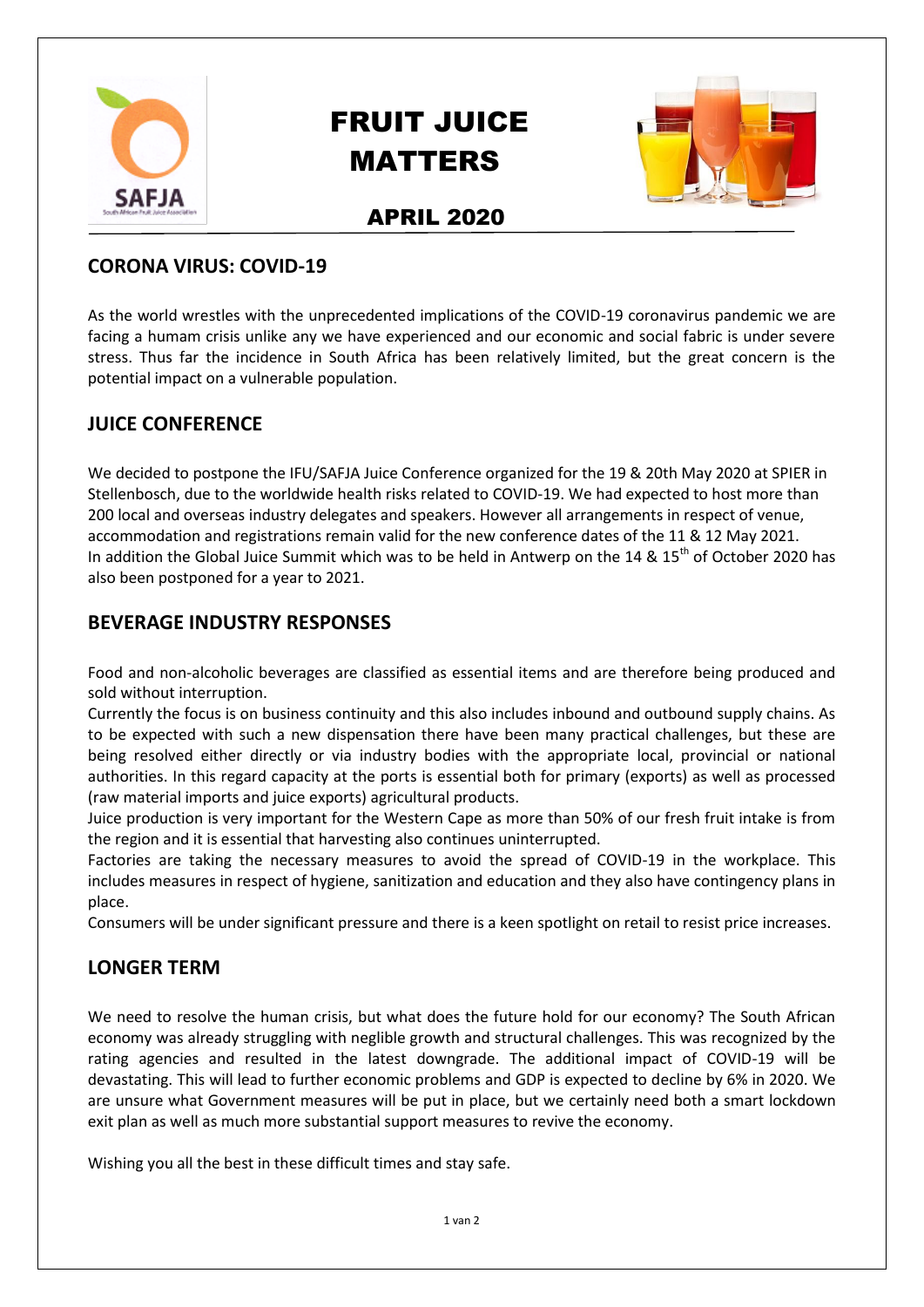# FRUIT JUICE MATTERS

## APRIL 2020

## CORONA VIRUS: COVID-19

As the world wrestles with the unprecedented implications of the COVID-19 coronavirus pandemic we are facing a humam crisis unlike any we have experienced and our economic and social fabric is under severe stress. Thus far the incidence in South Africa has been relatively limited, but the great concern is the potential impact on a vulnerable population.

## JUICE CONFERENCE

We decided to postpone the IFU/SAFJA Juice Conference organized for the 19 & 20th May 2020 at SPIER in Stellenbosch, due to the worldwide health risks related to COVID-19. We had expected to host more than 200 local and overseas industry delegates and speakers. However all arrangements in respect of venue, accommodation and registrations remain valid for the new conference dates of the 11 & 12 May 2021.
In addition the Global Juice Summit which was to be held in Antwerp on the 14 & 15th of October 2020 has also been postponed for a year to 2021.

## BEVERAGE INDUSTRY RESPONSES

Food and non-alcoholic beverages are classified as essential items and are therefore being produced and sold without interruption.
Currently the focus is on business continuity and this also includes inbound and outbound supply chains. As to be expected with such a new dispensation there have been many practical challenges, but these are being resolved either directly or via industry bodies with the appropriate local, provincial or national authorities. In this regard capacity at the ports is essential both for primary (exports) as well as processed (raw material imports and juice exports) agricultural products.
Juice production is very important for the Western Cape as more than 50% of our fresh fruit intake is from the region and it is essential that harvesting also continues uninterrupted.
Factories are taking the necessary measures to avoid the spread of COVID-19 in the workplace. This includes measures in respect of hygiene, sanitization and education and they also have contingency plans in place.
Consumers will be under significant pressure and there is a keen spotlight on retail to resist price increases.

## LONGER TERM

We need to resolve the human crisis, but what does the future hold for our economy? The South African economy was already struggling with neglible growth and structural challenges. This was recognized by the rating agencies and resulted in the latest downgrade. The additional impact of COVID-19 will be devastating. This will lead to further economic problems and GDP is expected to decline by 6% in 2020. We are unsure what Government measures will be put in place, but we certainly need both a smart lockdown exit plan as well as much more substantial support measures to revive the economy.

Wishing you all the best in these difficult times and stay safe.